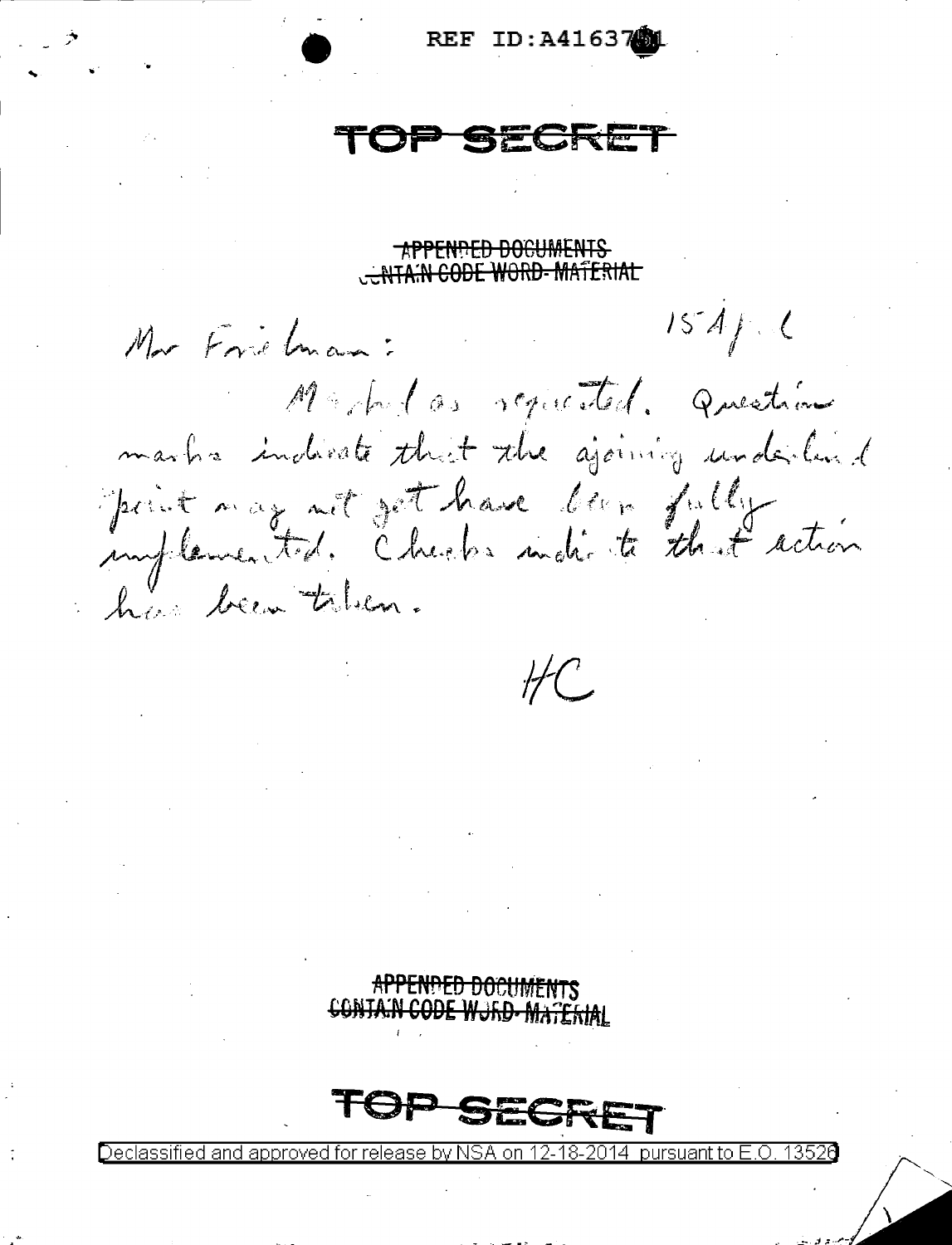REF ID:A4163701

TOP SECRET

~~APPENDED DOCUMENTS CONTAIN CODE WORD MATERIAL~~

Mr Friedman: 15 Apl

Marked as requested. Question marks indicate that the adjoining underlined point may not yet have been fully implemented. Checks indicate that action has been taken.

HC

~~APPENDED DOCUMENTS CONTAIN CODE WORD MATERIAL~~

TOP SECRET

Declassified and approved for release by NSA on 12-18-2014 pursuant to E.O. 13526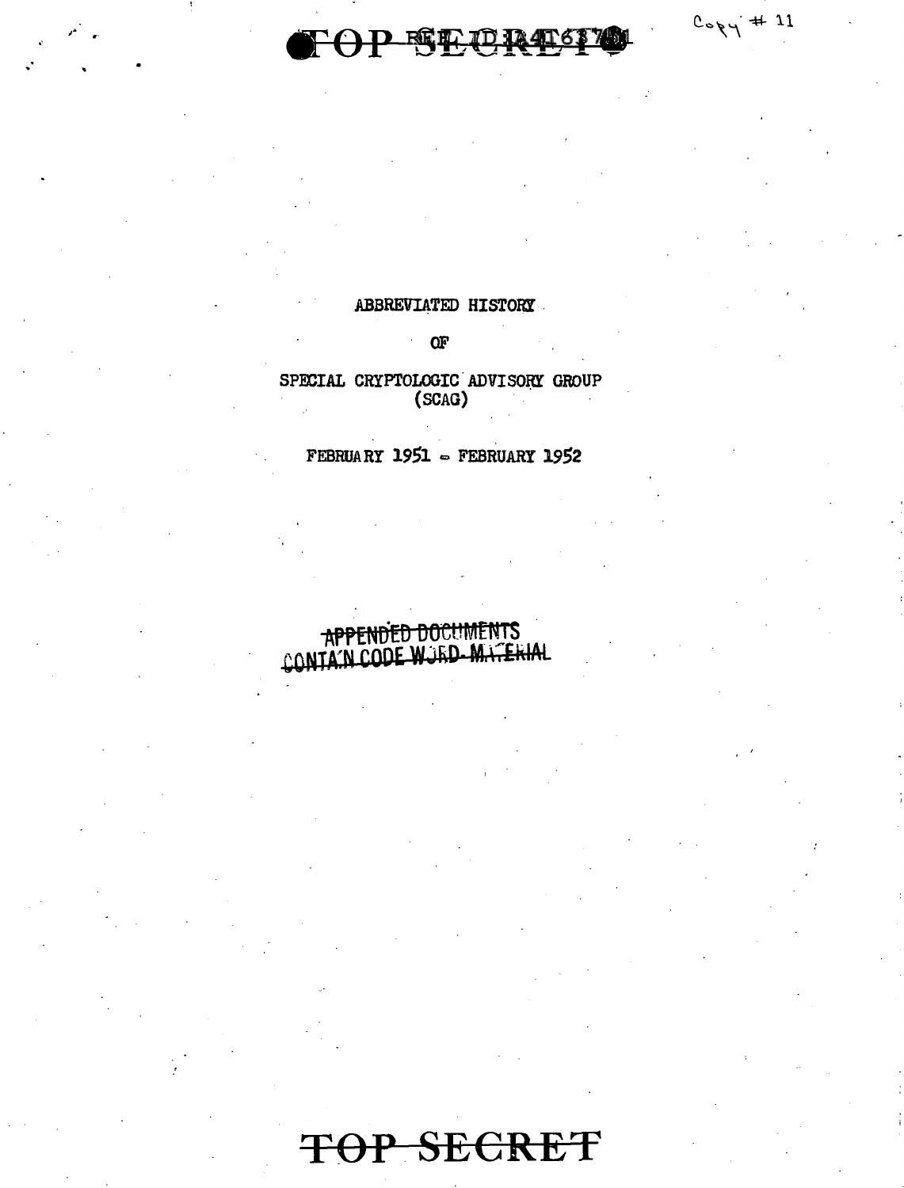TOP SECRET

Copy # 11

ABBREVIATED HISTORY

OF

SPECIAL CRYPTOLOGIC ADVISORY GROUP
(SCAG)

FEBRUARY 1951 - FEBRUARY 1952

~~APPENDED DOCUMENTS~~
~~CONTAIN CODE WORD MATERIAL~~

TOP SECRET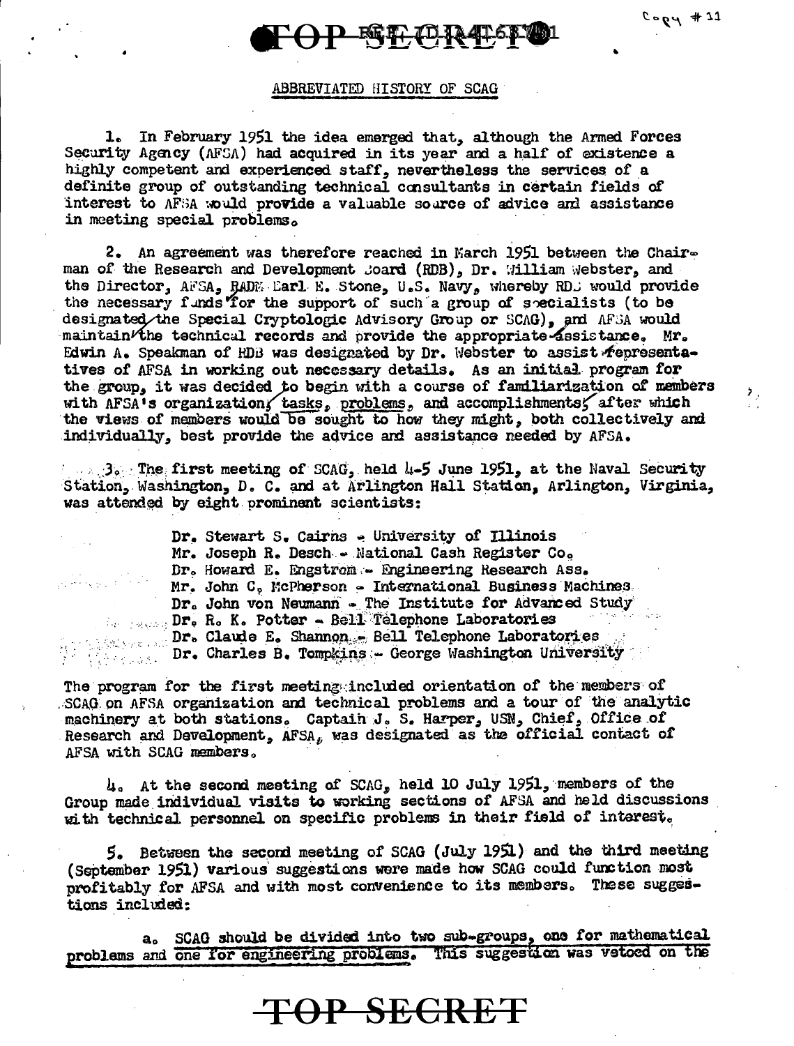ABBREVIATED HISTORY OF SCAG

1. In February 1951 the idea emerged that, although the Armed Forces Security Agency (AFSA) had acquired in its year and a half of existence a highly competent and experienced staff, nevertheless the services of a definite group of outstanding technical consultants in certain fields of interest to AFSA would provide a valuable source of advice and assistance in meeting special problems.

2. An agreement was therefore reached in March 1951 between the Chairman of the Research and Development Board (RDB), Dr. William Webster, and the Director, AFSA, RADM Earl E. Stone, U.S. Navy, whereby RDB would provide the necessary funds for the support of such a group of specialists (to be designated the Special Cryptologic Advisory Group or SCAG), and AFSA would maintain the technical records and provide the appropriate assistance. Mr. Edwin A. Speakman of RDB was designated by Dr. Webster to assist representatives of AFSA in working out necessary details. As an initial program for the group, it was decided to begin with a course of familiarization of members with AFSA's organization, tasks, problems, and accomplishments, after which the views of members would be sought to how they might, both collectively and individually, best provide the advice and assistance needed by AFSA.

3. The first meeting of SCAG, held 4-5 June 1951, at the Naval Security Station, Washington, D. C. and at Arlington Hall Station, Arlington, Virginia, was attended by eight prominent scientists:

Dr. Stewart S. Cairns - University of Illinois
Mr. Joseph R. Desch - National Cash Register Co.
Dr. Howard E. Engstrom - Engineering Research Ass.
Mr. John C. McPherson - International Business Machines
Dr. John von Neumann - The Institute for Advanced Study
Dr. R. K. Potter - Bell Telephone Laboratories
Dr. Claude E. Shannon - Bell Telephone Laboratories
Dr. Charles B. Tompkins - George Washington University

The program for the first meeting included orientation of the members of SCAG on AFSA organization and technical problems and a tour of the analytic machinery at both stations. Captain J. S. Harper, USN, Chief, Office of Research and Development, AFSA, was designated as the official contact of AFSA with SCAG members.

4. At the second meeting of SCAG, held 10 July 1951, members of the Group made individual visits to working sections of AFSA and held discussions with technical personnel on specific problems in their field of interest.

5. Between the second meeting of SCAG (July 1951) and the third meeting (September 1951) various suggestions were made how SCAG could function most profitably for AFSA and with most convenience to its members. These suggestions included:

a. SCAG should be divided into two sub-groups, one for mathematical problems and one for engineering problems. This suggestion was vetoed on the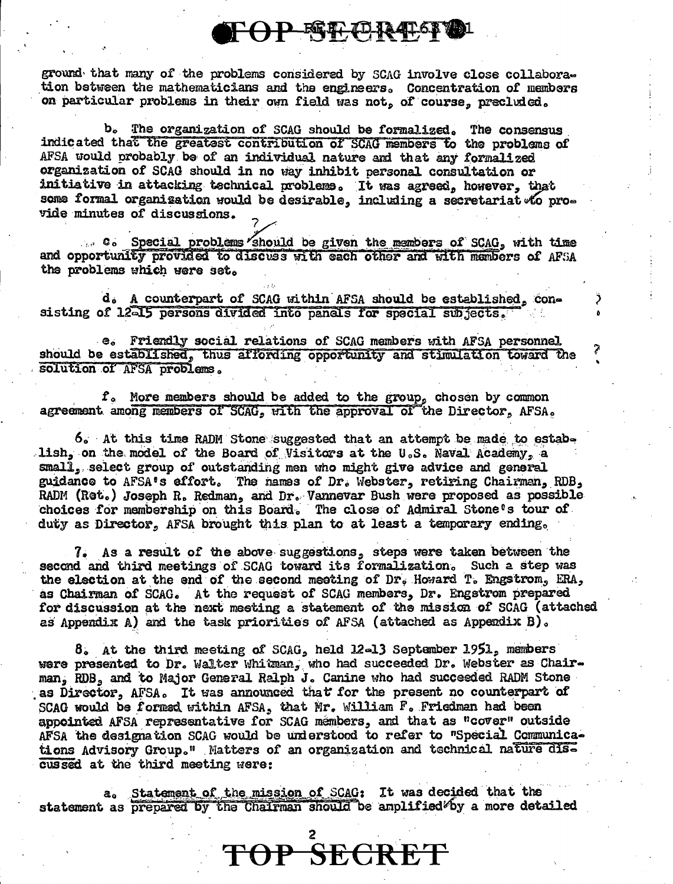ground that many of the problems considered by SCAG involve close collaboration between the mathematicians and the engineers. Concentration of members on particular problems in their own field was not, of course, precluded.

b. The organization of SCAG should be formalized. The consensus indicated that the greatest contribution of SCAG members to the problems of AFSA would probably be of an individual nature and that any formalized organization of SCAG should in no way inhibit personal consultation or initiative in attacking technical problems. It was agreed, however, that some formal organization would be desirable, including a secretariat to provide minutes of discussions.

c. Special problems should be given the members of SCAG, with time and opportunity provided to discuss with each other and with members of AFSA the problems which were set.

d. A counterpart of SCAG within AFSA should be established, consisting of 12-15 persons divided into panels for special subjects.

e. Friendly social relations of SCAG members with AFSA personnel should be established, thus affording opportunity and stimulation toward the solution of AFSA problems.

f. More members should be added to the group, chosen by common agreement among members of SCAG, with the approval of the Director, AFSA.

6. At this time RADM Stone suggested that an attempt be made to establish, on the model of the Board of Visitors at the U.S. Naval Academy, a small, select group of outstanding men who might give advice and general guidance to AFSA's effort. The names of Dr. Webster, retiring Chairman, RDB, RADM (Ret.) Joseph R. Redman, and Dr. Vannevar Bush were proposed as possible choices for membership on this Board. The close of Admiral Stone's tour of duty as Director, AFSA brought this plan to at least a temporary ending.

7. As a result of the above suggestions, steps were taken between the second and third meetings of SCAG toward its formalization. Such a step was the election at the end of the second meeting of Dr. Howard T. Engstrom, ERA, as Chairman of SCAG. At the request of SCAG members, Dr. Engstrom prepared for discussion at the next meeting a statement of the mission of SCAG (attached as Appendix A) and the task priorities of AFSA (attached as Appendix B).

8. At the third meeting of SCAG, held 12-13 September 1951, members were presented to Dr. Walter Whitman, who had succeeded Dr. Webster as Chairman, RDB, and to Major General Ralph J. Canine who had succeeded RADM Stone as Director, AFSA. It was announced that for the present no counterpart of SCAG would be formed within AFSA, that Mr. William F. Friedman had been appointed AFSA representative for SCAG members, and that as "cover" outside AFSA the designation SCAG would be understood to refer to "Special Communications Advisory Group." Matters of an organization and technical nature discussed at the third meeting were:

a. Statement of the mission of SCAG: It was decided that the statement as prepared by the Chairman should be amplified by a more detailed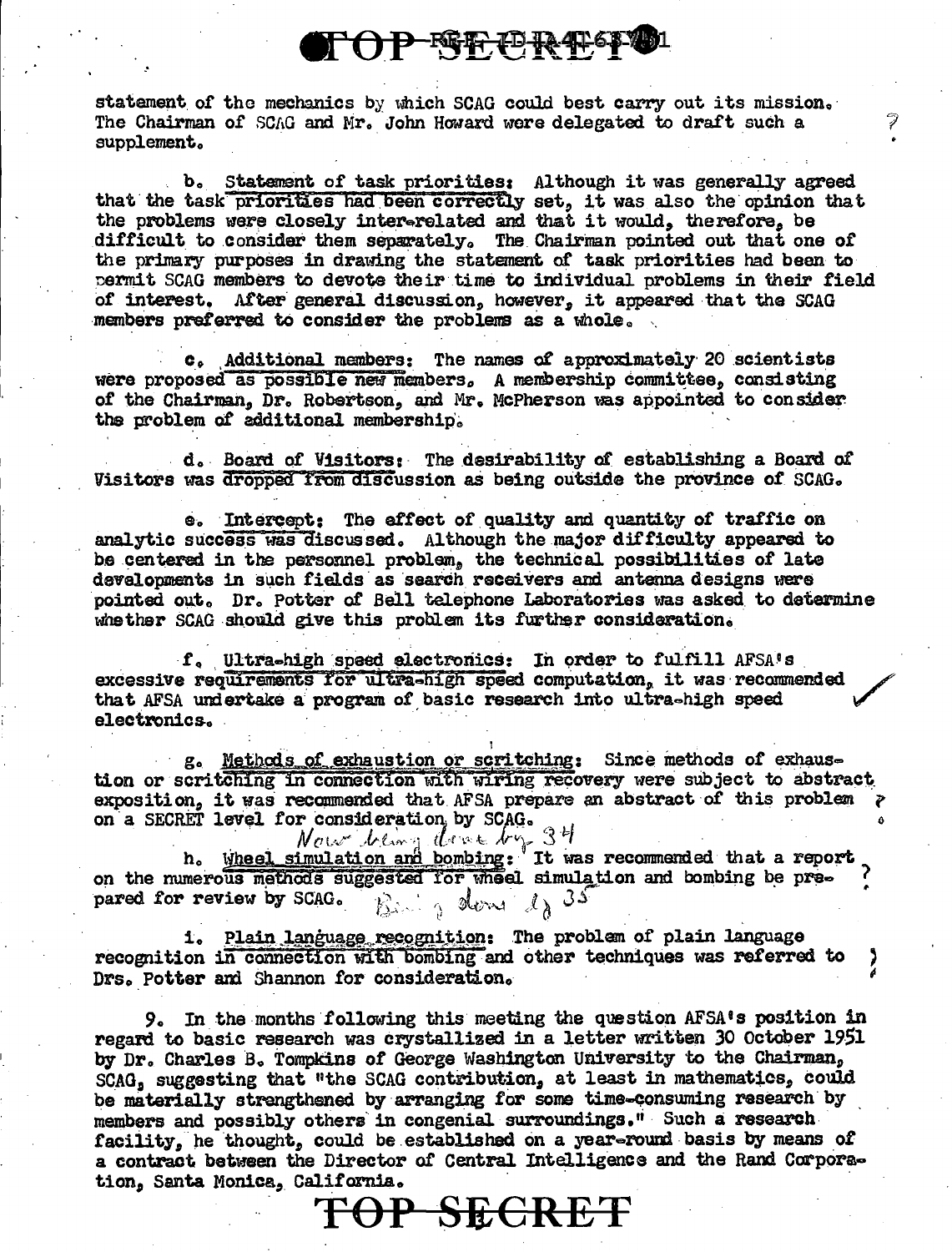statement of the mechanics by which SCAG could best carry out its mission. The Chairman of SCAG and Mr. John Howard were delegated to draft such a supplement.

b. Statement of task priorities: Although it was generally agreed that the task priorities had been correctly set, it was also the opinion that the problems were closely inter-related and that it would, therefore, be difficult to consider them separately. The Chairman pointed out that one of the primary purposes in drawing the statement of task priorities had been to permit SCAG members to devote their time to individual problems in their field of interest. After general discussion, however, it appeared that the SCAG members preferred to consider the problems as a whole.

c. Additional members: The names of approximately 20 scientists were proposed as possible new members. A membership committee, consisting of the Chairman, Dr. Robertson, and Mr. McPherson was appointed to consider the problem of additional membership.

d. Board of Visitors: The desirability of establishing a Board of Visitors was dropped from discussion as being outside the province of SCAG.

e. Intercept: The effect of quality and quantity of traffic on analytic success was discussed. Although the major difficulty appeared to be centered in the personnel problem, the technical possibilities of late developments in such fields as search receivers and antenna designs were pointed out. Dr. Potter of Bell telephone Laboratories was asked to determine whether SCAG should give this problem its further consideration.

f. Ultra-high speed electronics: In order to fulfill AFSA's excessive requirements for ultra-high speed computation, it was recommended that AFSA undertake a program of basic research into ultra-high speed electronics.

g. Methods of exhaustion or scritching: Since methods of exhaustion or scritching in connection with wiring recovery were subject to abstract exposition, it was recommended that AFSA prepare an abstract of this problem on a SECRET level for consideration by SCAG.
*Now being done by 34*

h. Wheel simulation and bombing: It was recommended that a report on the numerous methods suggested for wheel simulation and bombing be prepared for review by SCAG. *Being done by 35*

i. Plain language recognition: The problem of plain language recognition in connection with bombing and other techniques was referred to Drs. Potter and Shannon for consideration.

9. In the months following this meeting the question AFSA's position in regard to basic research was crystallized in a letter written 30 October 1951 by Dr. Charles B. Tompkins of George Washington University to the Chairman, SCAG, suggesting that "the SCAG contribution, at least in mathematics, could be materially strengthened by arranging for some time-consuming research by members and possibly others in congenial surroundings." Such a research facility, he thought, could be established on a year-round basis by means of a contract between the Director of Central Intelligence and the Rand Corporation, Santa Monica, California.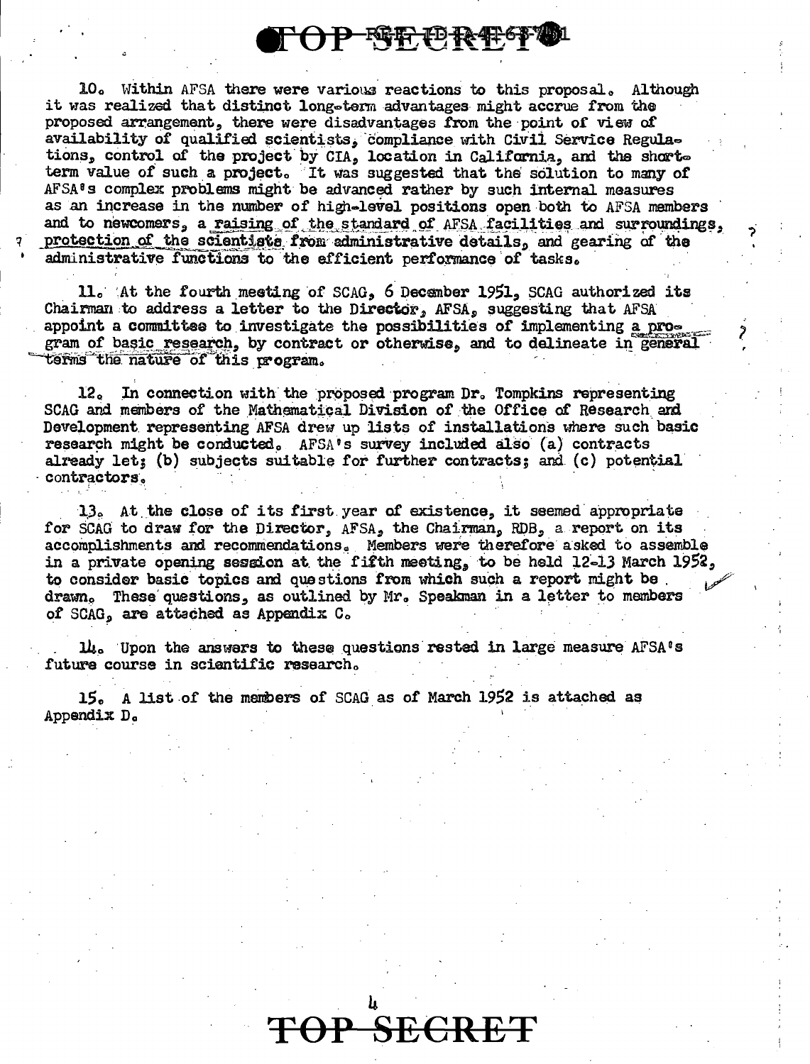10. Within AFSA there were various reactions to this proposal. Although it was realized that distinct long-term advantages might accrue from the proposed arrangement, there were disadvantages from the point of view of availability of qualified scientists, compliance with Civil Service Regulations, control of the project by CIA, location in California, and the short-term value of such a project. It was suggested that the solution to many of AFSA's complex problems might be advanced rather by such internal measures as an increase in the number of high-level positions open both to AFSA members and to newcomers, a raising of the standard of AFSA facilities and surroundings, protection of the scientists from administrative details, and gearing of the administrative functions to the efficient performance of tasks.

11. At the fourth meeting of SCAG, 6 December 1951, SCAG authorized its Chairman to address a letter to the Director, AFSA, suggesting that AFSA appoint a committee to investigate the possibilities of implementing a program of basic research, by contract or otherwise, and to delineate in general terms the nature of this program.

12. In connection with the proposed program Dr. Tompkins representing SCAG and members of the Mathematical Division of the Office of Research and Development representing AFSA drew up lists of installations where such basic research might be conducted. AFSA's survey included also (a) contracts already let; (b) subjects suitable for further contracts; and (c) potential contractors.

13. At the close of its first year of existence, it seemed appropriate for SCAG to draw for the Director, AFSA, the Chairman, RDB, a report on its accomplishments and recommendations. Members were therefore asked to assemble in a private opening session at the fifth meeting, to be held 12-13 March 1952, to consider basic topics and questions from which such a report might be drawn. These questions, as outlined by Mr. Speakman in a letter to members of SCAG, are attached as Appendix C.

14. Upon the answers to these questions rested in large measure AFSA's future course in scientific research.

15. A list of the members of SCAG as of March 1952 is attached as Appendix D.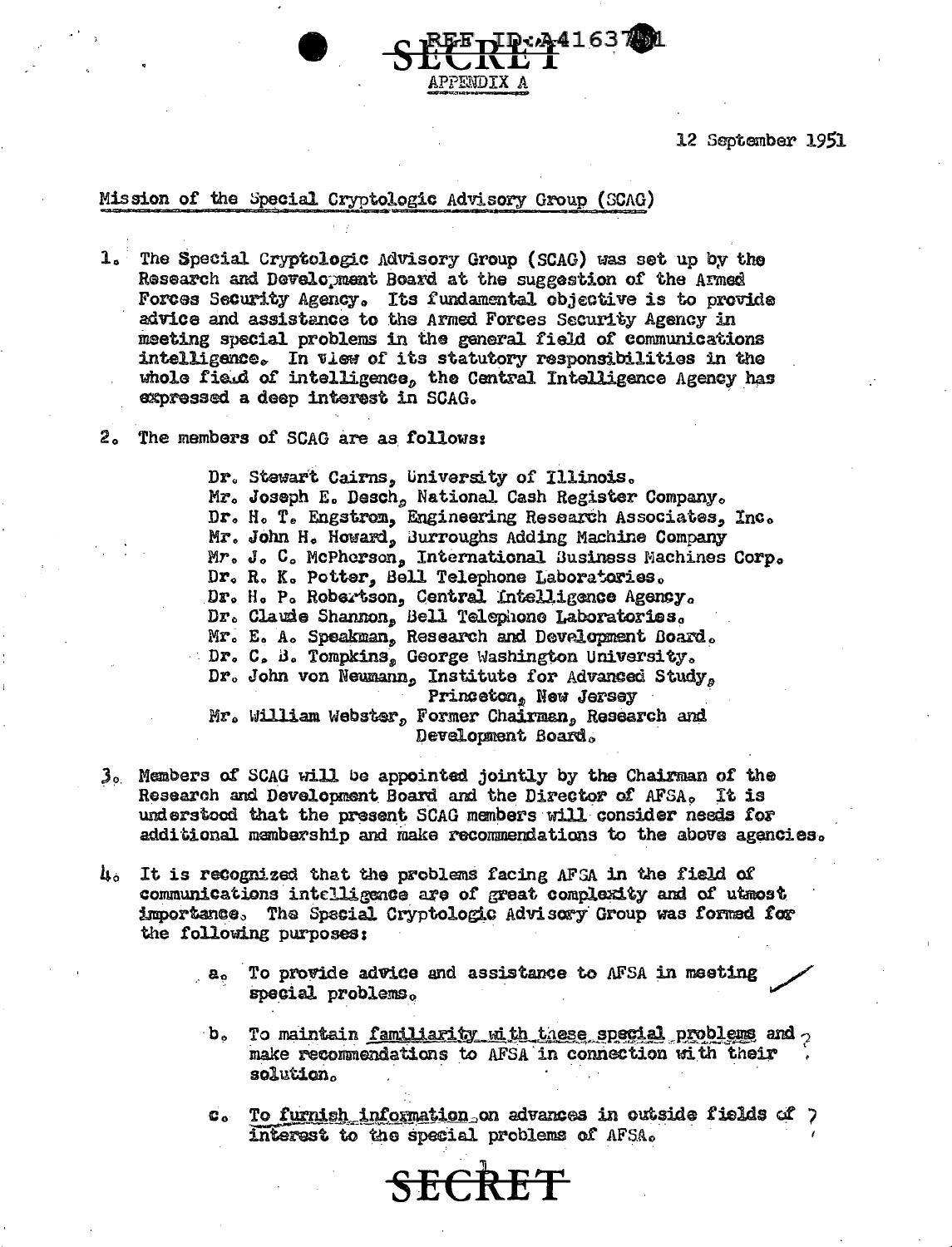SECRET

APPENDIX A

12 September 1951

Mission of the Special Cryptologic Advisory Group (SCAG)

1. The Special Cryptologic Advisory Group (SCAG) was set up by the Research and Development Board at the suggestion of the Armed Forces Security Agency. Its fundamental objective is to provide advice and assistance to the Armed Forces Security Agency in meeting special problems in the general field of communications intelligence. In view of its statutory responsibilities in the whole field of intelligence, the Central Intelligence Agency has expressed a deep interest in SCAG.

2. The members of SCAG are as follows:

   Dr. Stewart Cairns, University of Illinois.
   Mr. Joseph E. Desch, National Cash Register Company.
   Dr. H. T. Engstrom, Engineering Research Associates, Inc.
   Mr. John H. Howard, Burroughs Adding Machine Company
   Mr. J. C. McPherson, International Business Machines Corp.
   Dr. R. K. Potter, Bell Telephone Laboratories.
   Dr. H. P. Robertson, Central Intelligence Agency.
   Dr. Claude Shannon, Bell Telephone Laboratories.
   Mr. E. A. Speakman, Research and Development Board.
   Dr. C. B. Tompkins, George Washington University.
   Dr. John von Neumann, Institute for Advanced Study, Princeton, New Jersey
   Mr. William Webster, Former Chairman, Research and Development Board.

3. Members of SCAG will be appointed jointly by the Chairman of the Research and Development Board and the Director of AFSA. It is understood that the present SCAG members will consider needs for additional membership and make recommendations to the above agencies.

4. It is recognized that the problems facing AFSA in the field of communications intelligence are of great complexity and of utmost importance. The Special Cryptologic Advisory Group was formed for the following purposes:

   a. To provide advice and assistance to AFSA in meeting special problems.

   b. To maintain familiarity with these special problems and make recommendations to AFSA in connection with their solution.

   c. To furnish information on advances in outside fields of interest to the special problems of AFSA.

SECRET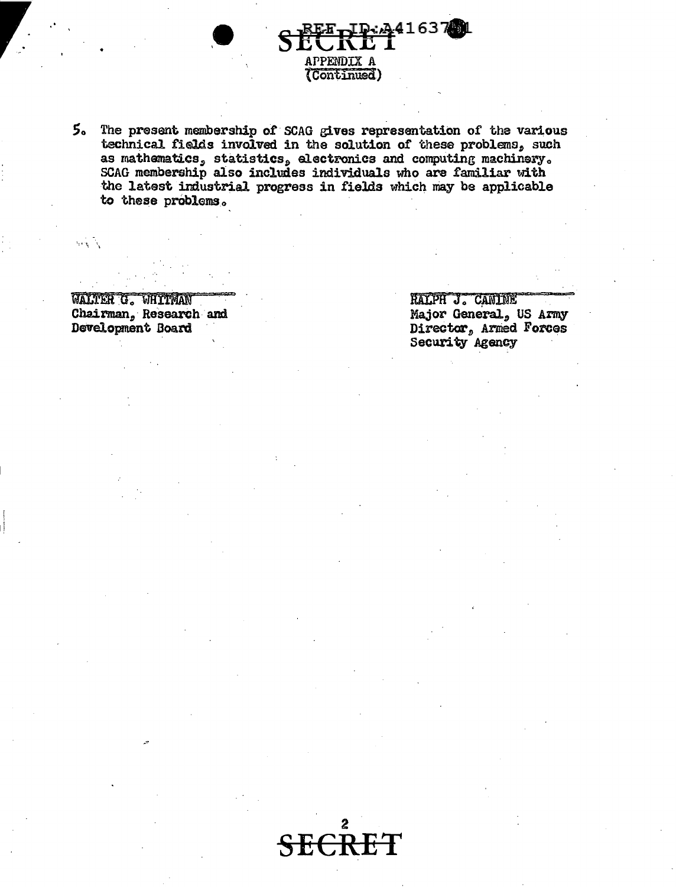**SECRET**

APPENDIX A
(Continued)

5. The present membership of SCAG gives representation of the various technical fields involved in the solution of these problems, such as mathematics, statistics, electronics and computing machinery. SCAG membership also includes individuals who are familiar with the latest industrial progress in fields which may be applicable to these problems.

WALTER G. WHITMAN
Chairman, Research and Development Board

RALPH J. CANINE
Major General, US Army
Director, Armed Forces Security Agency

**SECRET**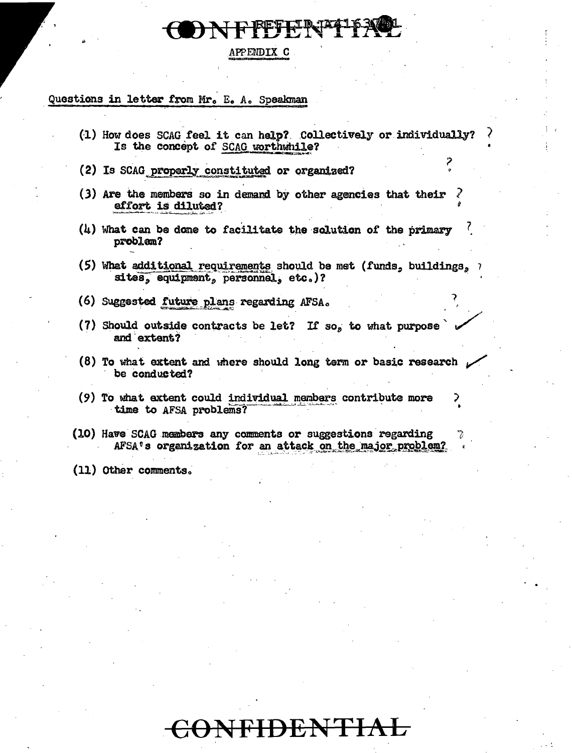# APPENDIX C

Questions in letter from Mr. E. A. Speakman

(1) How does SCAG feel it can help? Collectively or individually? Is the concept of SCAG worthwhile?

(2) Is SCAG properly constituted or organized?

(3) Are the members so in demand by other agencies that their effort is diluted?

(4) What can be done to facilitate the solution of the primary problem?

(5) What additional requirements should be met (funds, buildings, sites, equipment, personnel, etc.)?

(6) Suggested future plans regarding AFSA.

(7) Should outside contracts be let? If so, to what purpose and extent?

(8) To what extent and where should long term or basic research be conducted?

(9) To what extent could individual members contribute more time to AFSA problems?

(10) Have SCAG members any comments or suggestions regarding AFSA's organization for an attack on the major problem?

(11) Other comments.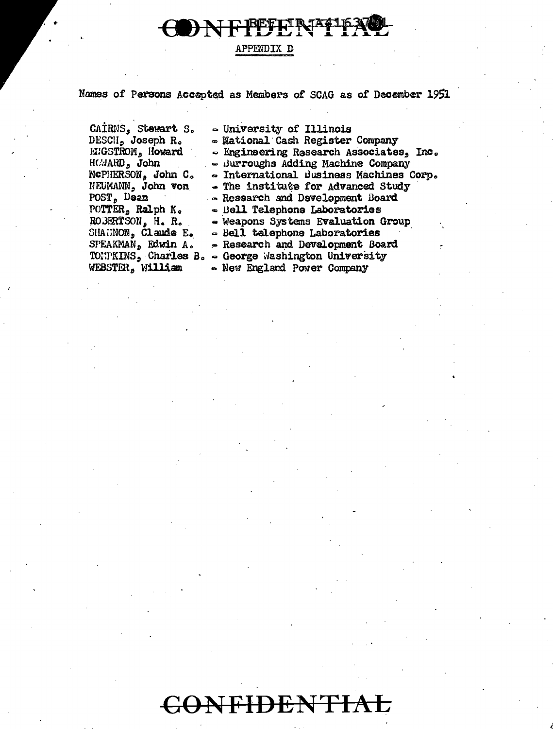CONFIDENTIAL

REF ID:A41637

## APPENDIX D

Names of Persons Accepted as Members of SCAG as of December 1951

CAIRNS, Stewart S. - University of Illinois
DESCH, Joseph R. - National Cash Register Company
ENGSTROM, Howard - Engineering Research Associates, Inc.
HOWARD, John - Burroughs Adding Machine Company
McPHERSON, John C. - International Business Machines Corp.
NEUMANN, John von - The institute for Advanced Study
POST, Dean - Research and Development Board
POTTER, Ralph K. - Bell Telephone Laboratories
ROBERTSON, H. R. - Weapons Systems Evaluation Group
SHANNON, Claude E. - Bell telephone Laboratories
SPEAKMAN, Edwin A. - Research and Development Board
TOMPKINS, Charles B. - George Washington University
WEBSTER, William - New England Power Company

CONFIDENTIAL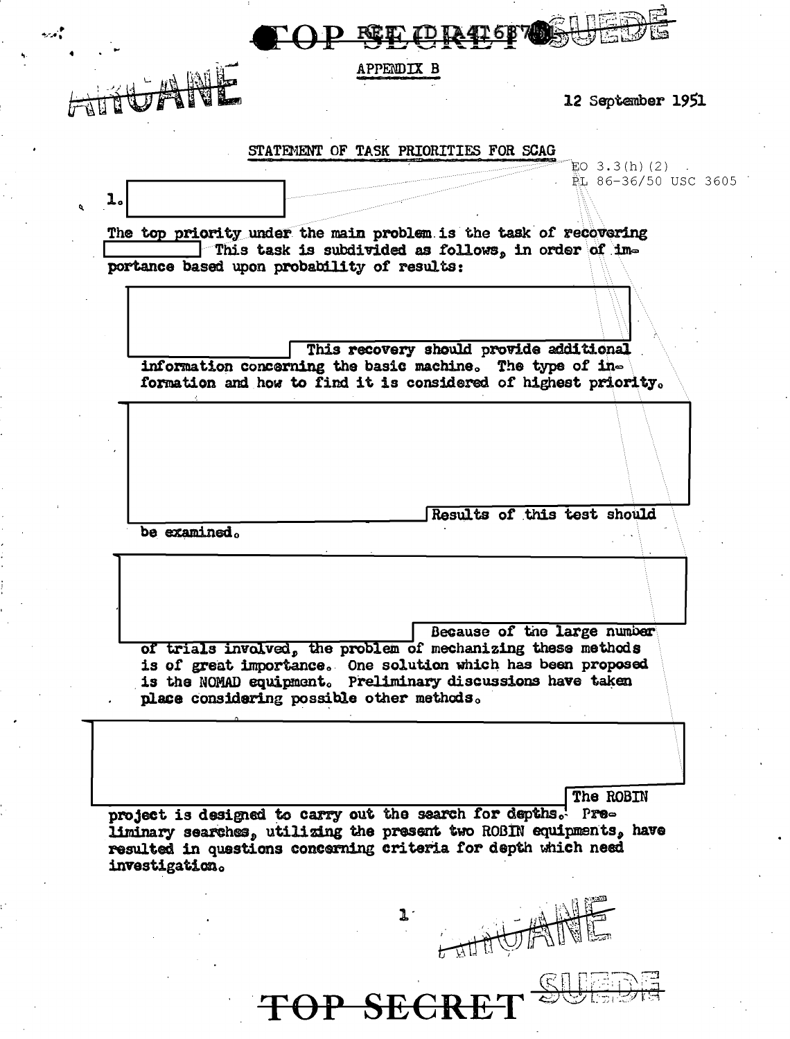TOP SECRET SUEDE

AIRJANE

APPENDIX B

12 September 1951

## STATEMENT OF TASK PRIORITIES FOR SCAG

EO 3.3(h)(2)
PL 86-36/50 USC 3605

1. [redacted]

The top priority under the main problem is the task of recovering [redacted] This task is subdivided as follows, in order of importance based upon probability of results:

[redacted] This recovery should provide additional information concerning the basic machine. The type of information and how to find it is considered of highest priority.

[redacted] Results of this test should be examined.

[redacted] Because of the large number of trials involved, the problem of mechanizing these methods is of great importance. One solution which has been proposed is the NOMAD equipment. Preliminary discussions have taken place considering possible other methods.

[redacted] The ROBIN project is designed to carry out the search for depths. Preliminary searches, utilizing the present two ROBIN equipments, have resulted in questions concerning criteria for depth which need investigation.

AIRJANE

TOP SECRET SUEDE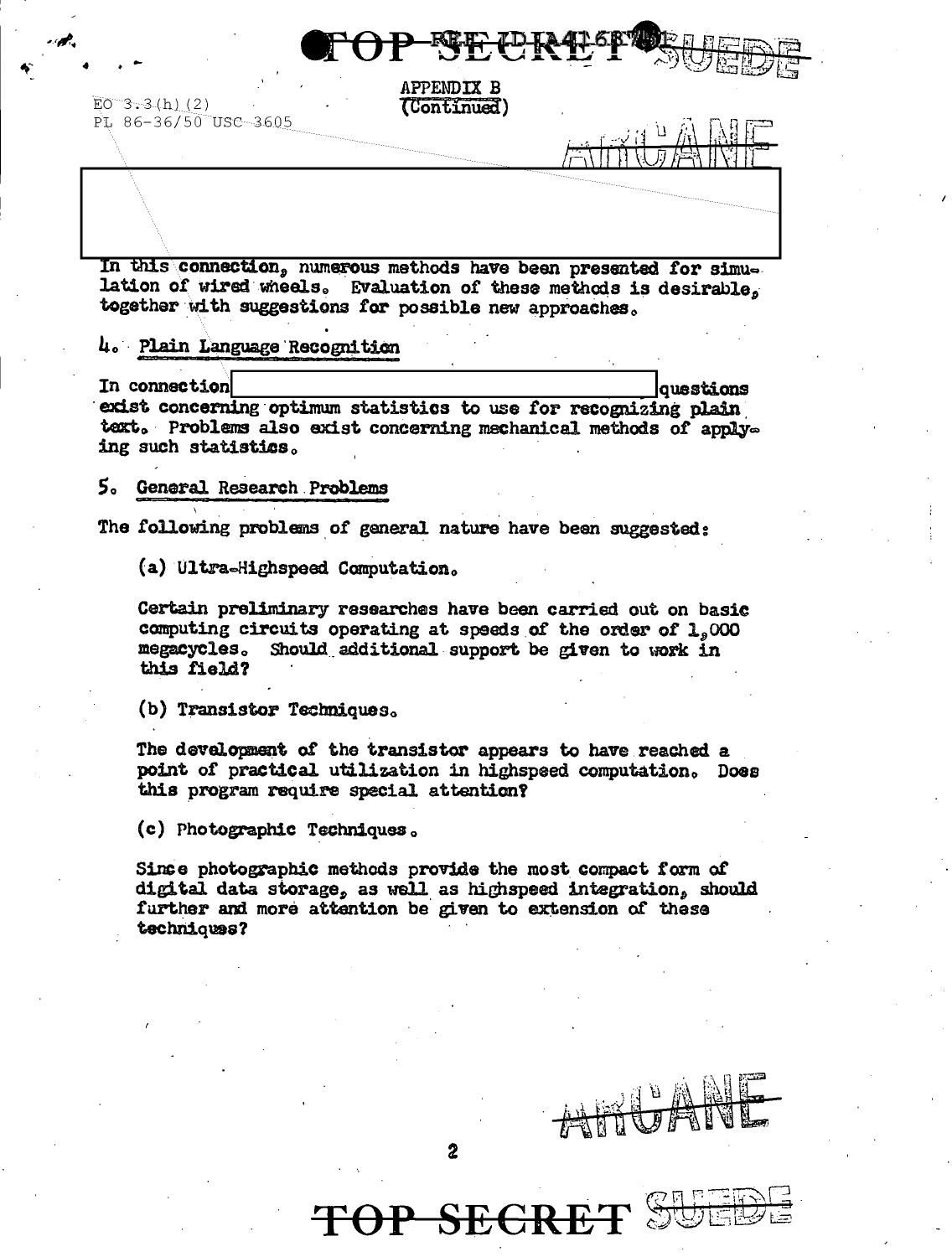APPENDIX B
(Continued)

EO 3.3(h)(2)
PL 86-36/50 USC 3605

In this connection, numerous methods have been presented for simulation of wired wheels. Evaluation of these methods is desirable, together with suggestions for possible new approaches.

## 4. Plain Language Recognition

In connection [redacted] questions exist concerning optimum statistics to use for recognizing plain text. Problems also exist concerning mechanical methods of applying such statistics.

## 5. General Research Problems

The following problems of general nature have been suggested:

(a) Ultra-Highspeed Computation.

Certain preliminary researches have been carried out on basic computing circuits operating at speeds of the order of 1,000 megacycles. Should additional support be given to work in this field?

(b) Transistor Techniques.

The development of the transistor appears to have reached a point of practical utilization in highspeed computation. Does this program require special attention?

(c) Photographic Techniques.

Since photographic methods provide the most compact form of digital data storage, as well as highspeed integration, should further and more attention be given to extension of these techniques?